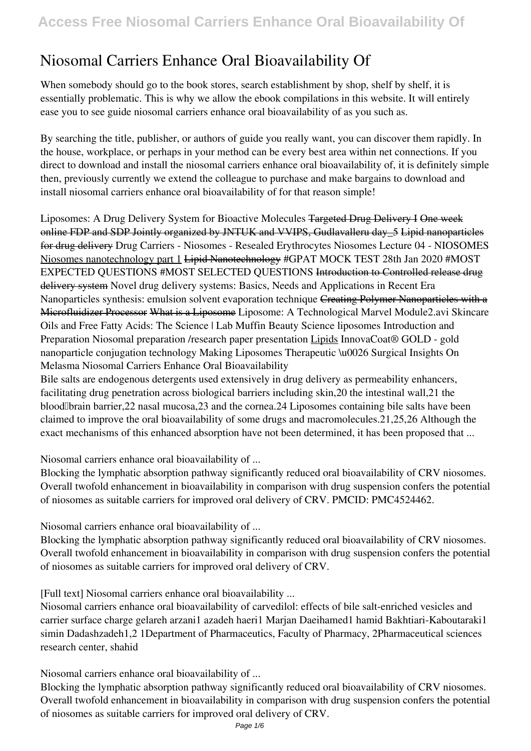# Niosomal Carriers Enhance Oral Bioavailability Of

When somebody should go to the book stores, search establishment by shop, shelf by shelf, it is essentially problematic. This is why we allow the ebook compilations in this website. It will entirely ease you to see guide **niosomal carriers enhance oral bioavailability of** as you such as.

By searching the title, publisher, or authors of guide you really want, you can discover them rapidly. In the house, workplace, or perhaps in your method can be every best area within net connections. If you direct to download and install the niosomal carriers enhance oral bioavailability of, it is definitely simple then, previously currently we extend the colleague to purchase and make bargains to download and install niosomal carriers enhance oral bioavailability of for that reason simple!

*Liposomes: A Drug Delivery System for Bioactive Molecules* ~~Targeted Drug Delivery I~~ ~~One week online FDP and SDP Jointly organized by JNTUK and VVIPS, Gudlavalleru day_5~~ ~~Lipid nanoparticles for drug delivery~~ *Drug Carriers - Niosomes - Resealed Erythrocytes* *Niosomes* *Lecture 04 - NIOSOMES* Niosomes nanotechnology part 1 ~~Lipid Nanotechnology~~ *#GPAT MOCK TEST 28th Jan 2020 #MOST EXPECTED QUESTIONS #MOST SELECTED QUESTIONS* ~~Introduction to Controlled release drug delivery system~~ *Novel drug delivery systems: Basics, Needs and Applications in Recent Era* *Nanoparticles synthesis: emulsion solvent evaporation technique* ~~Creating Polymer Nanoparticles with a Microfluidizer Processor~~ ~~What is a Liposome~~ *Liposome: A Technological Marvel Module2.avi* *Skincare Oils and Free Fatty Acids: The Science | Lab Muffin Beauty Science* *liposomes Introduction and Preparation* *Niosomal preparation /research paper presentation* Lipids *InnovaCoat® GOLD - gold nanoparticle conjugation technology* *Making Liposomes* *Therapeutic \u0026 Surgical Insights On Melasma* *Niosomal Carriers Enhance Oral Bioavailability*

Bile salts are endogenous detergents used extensively in drug delivery as permeability enhancers, facilitating drug penetration across biological barriers including skin,20 the intestinal wall,21 the blood–brain barrier,22 nasal mucosa,23 and the cornea.24 Liposomes containing bile salts have been claimed to improve the oral bioavailability of some drugs and macromolecules.21,25,26 Although the exact mechanisms of this enhanced absorption have not been determined, it has been proposed that ...

*Niosomal carriers enhance oral bioavailability of ...*

Blocking the lymphatic absorption pathway significantly reduced oral bioavailability of CRV niosomes. Overall twofold enhancement in bioavailability in comparison with drug suspension confers the potential of niosomes as suitable carriers for improved oral delivery of CRV. PMCID: PMC4524462.

*Niosomal carriers enhance oral bioavailability of ...*

Blocking the lymphatic absorption pathway significantly reduced oral bioavailability of CRV niosomes. Overall twofold enhancement in bioavailability in comparison with drug suspension confers the potential of niosomes as suitable carriers for improved oral delivery of CRV.

*[Full text] Niosomal carriers enhance oral bioavailability ...*

Niosomal carriers enhance oral bioavailability of carvedilol: effects of bile salt-enriched vesicles and carrier surface charge gelareh arzani1 azadeh haeri1 Marjan Daeihamed1 hamid Bakhtiari-Kaboutaraki1 simin Dadashzadeh1,2 1Department of Pharmaceutics, Faculty of Pharmacy, 2Pharmaceutical sciences research center, shahid

*Niosomal carriers enhance oral bioavailability of ...*

Blocking the lymphatic absorption pathway significantly reduced oral bioavailability of CRV niosomes. Overall twofold enhancement in bioavailability in comparison with drug suspension confers the potential of niosomes as suitable carriers for improved oral delivery of CRV.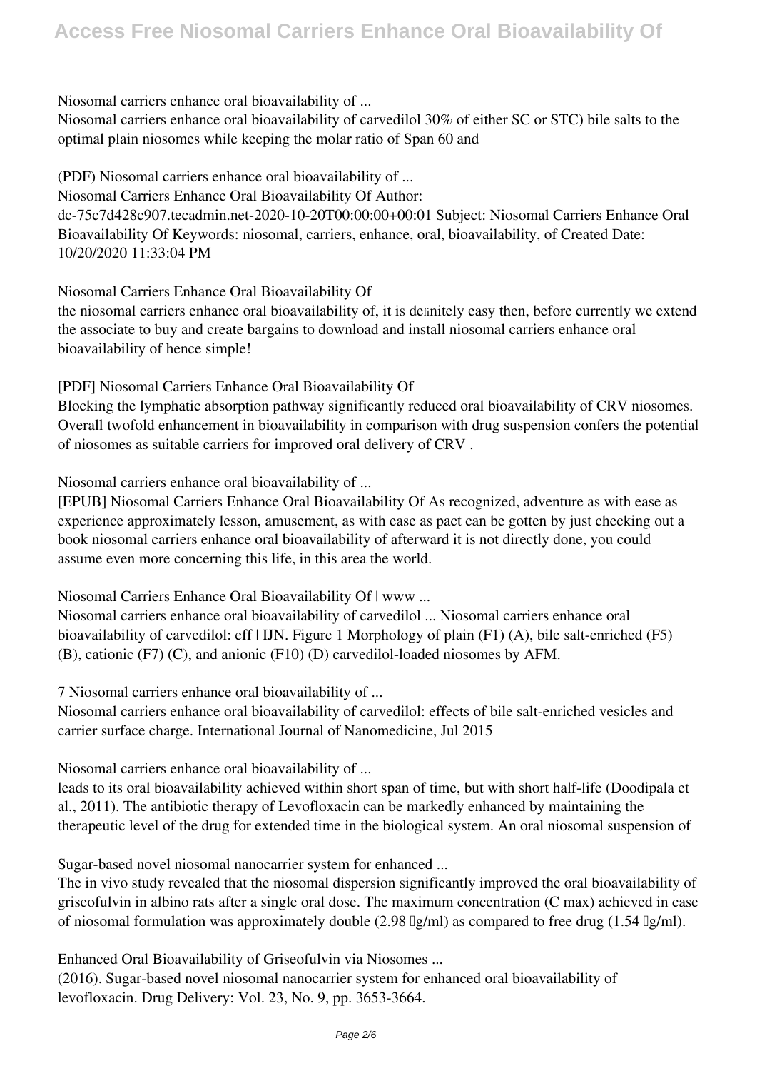**Niosomal carriers enhance oral bioavailability of ...**

Niosomal carriers enhance oral bioavailability of carvedilol 30% of either SC or STC) bile salts to the optimal plain niosomes while keeping the molar ratio of Span 60 and

**(PDF) Niosomal carriers enhance oral bioavailability of ...**

Niosomal Carriers Enhance Oral Bioavailability Of Author: dc-75c7d428c907.tecadmin.net-2020-10-20T00:00:00+00:01 Subject: Niosomal Carriers Enhance Oral Bioavailability Of Keywords: niosomal, carriers, enhance, oral, bioavailability, of Created Date: 10/20/2020 11:33:04 PM

**Niosomal Carriers Enhance Oral Bioavailability Of**

the niosomal carriers enhance oral bioavailability of, it is definitely easy then, before currently we extend the associate to buy and create bargains to download and install niosomal carriers enhance oral bioavailability of hence simple!

**[PDF] Niosomal Carriers Enhance Oral Bioavailability Of**

Blocking the lymphatic absorption pathway significantly reduced oral bioavailability of CRV niosomes. Overall twofold enhancement in bioavailability in comparison with drug suspension confers the potential of niosomes as suitable carriers for improved oral delivery of CRV .

**Niosomal carriers enhance oral bioavailability of ...**

[EPUB] Niosomal Carriers Enhance Oral Bioavailability Of As recognized, adventure as with ease as experience approximately lesson, amusement, as with ease as pact can be gotten by just checking out a book niosomal carriers enhance oral bioavailability of afterward it is not directly done, you could assume even more concerning this life, in this area the world.

**Niosomal Carriers Enhance Oral Bioavailability Of | www ...**

Niosomal carriers enhance oral bioavailability of carvedilol ... Niosomal carriers enhance oral bioavailability of carvedilol: eff | IJN. Figure 1 Morphology of plain (F1) (A), bile salt-enriched (F5) (B), cationic (F7) (C), and anionic (F10) (D) carvedilol-loaded niosomes by AFM.

**7 Niosomal carriers enhance oral bioavailability of ...**

Niosomal carriers enhance oral bioavailability of carvedilol: effects of bile salt-enriched vesicles and carrier surface charge. International Journal of Nanomedicine, Jul 2015

**Niosomal carriers enhance oral bioavailability of ...**

leads to its oral bioavailability achieved within short span of time, but with short half-life (Doodipala et al., 2011). The antibiotic therapy of Levofloxacin can be markedly enhanced by maintaining the therapeutic level of the drug for extended time in the biological system. An oral niosomal suspension of

**Sugar-based novel niosomal nanocarrier system for enhanced ...**

The in vivo study revealed that the niosomal dispersion significantly improved the oral bioavailability of griseofulvin in albino rats after a single oral dose. The maximum concentration ($C_{max}$) achieved in case of niosomal formulation was approximately double (2.98 μg/ml) as compared to free drug (1.54 μg/ml).

**Enhanced Oral Bioavailability of Griseofulvin via Niosomes ...**

(2016). Sugar-based novel niosomal nanocarrier system for enhanced oral bioavailability of levofloxacin. Drug Delivery: Vol. 23, No. 9, pp. 3653-3664.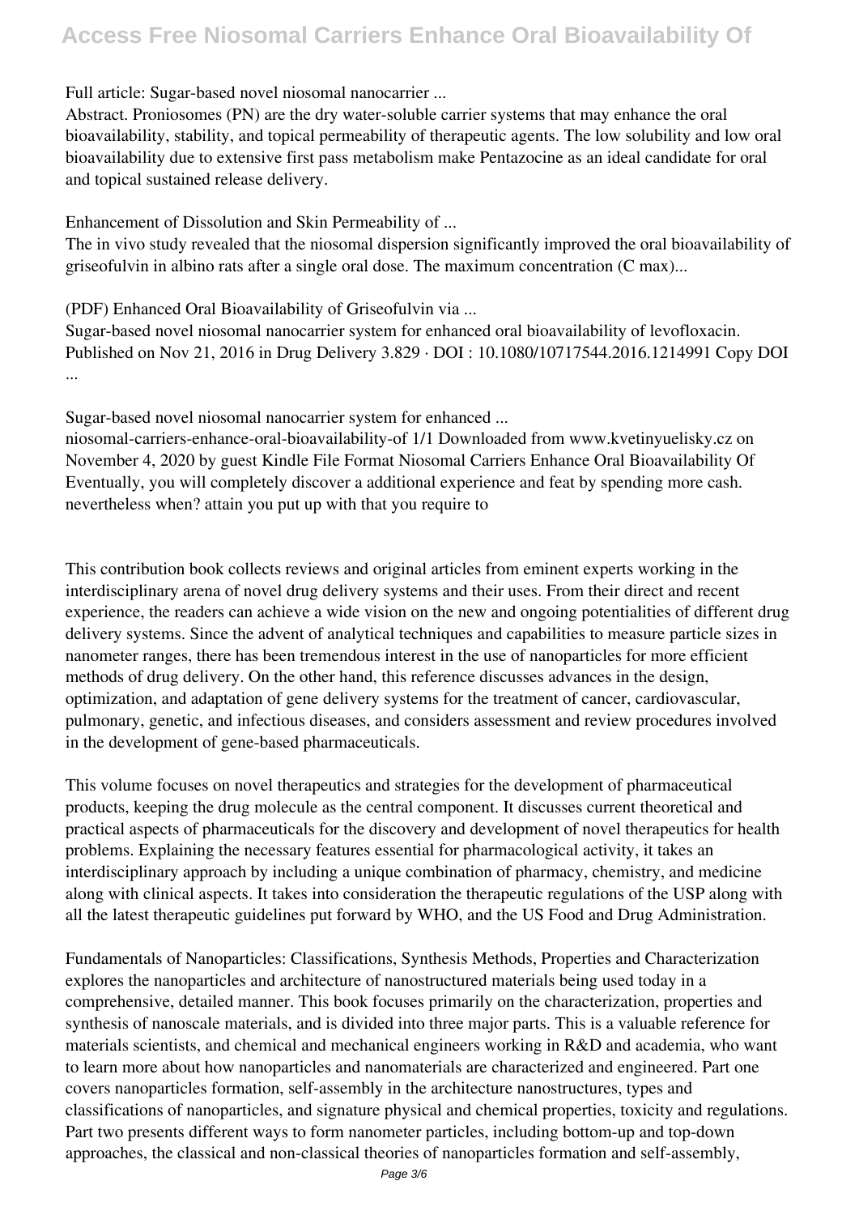Full article: Sugar-based novel niosomal nanocarrier ...

Abstract. Proniosomes (PN) are the dry water-soluble carrier systems that may enhance the oral bioavailability, stability, and topical permeability of therapeutic agents. The low solubility and low oral bioavailability due to extensive first pass metabolism make Pentazocine as an ideal candidate for oral and topical sustained release delivery.

Enhancement of Dissolution and Skin Permeability of ...

The in vivo study revealed that the niosomal dispersion significantly improved the oral bioavailability of griseofulvin in albino rats after a single oral dose. The maximum concentration (C max)...

(PDF) Enhanced Oral Bioavailability of Griseofulvin via ...

Sugar-based novel niosomal nanocarrier system for enhanced oral bioavailability of levofloxacin. Published on Nov 21, 2016 in Drug Delivery 3.829 · DOI : 10.1080/10717544.2016.1214991 Copy DOI ...

Sugar-based novel niosomal nanocarrier system for enhanced ...

niosomal-carriers-enhance-oral-bioavailability-of 1/1 Downloaded from www.kvetinyuelisky.cz on November 4, 2020 by guest Kindle File Format Niosomal Carriers Enhance Oral Bioavailability Of Eventually, you will completely discover a additional experience and feat by spending more cash. nevertheless when? attain you put up with that you require to

This contribution book collects reviews and original articles from eminent experts working in the interdisciplinary arena of novel drug delivery systems and their uses. From their direct and recent experience, the readers can achieve a wide vision on the new and ongoing potentialities of different drug delivery systems. Since the advent of analytical techniques and capabilities to measure particle sizes in nanometer ranges, there has been tremendous interest in the use of nanoparticles for more efficient methods of drug delivery. On the other hand, this reference discusses advances in the design, optimization, and adaptation of gene delivery systems for the treatment of cancer, cardiovascular, pulmonary, genetic, and infectious diseases, and considers assessment and review procedures involved in the development of gene-based pharmaceuticals.

This volume focuses on novel therapeutics and strategies for the development of pharmaceutical products, keeping the drug molecule as the central component. It discusses current theoretical and practical aspects of pharmaceuticals for the discovery and development of novel therapeutics for health problems. Explaining the necessary features essential for pharmacological activity, it takes an interdisciplinary approach by including a unique combination of pharmacy, chemistry, and medicine along with clinical aspects. It takes into consideration the therapeutic regulations of the USP along with all the latest therapeutic guidelines put forward by WHO, and the US Food and Drug Administration.

Fundamentals of Nanoparticles: Classifications, Synthesis Methods, Properties and Characterization explores the nanoparticles and architecture of nanostructured materials being used today in a comprehensive, detailed manner. This book focuses primarily on the characterization, properties and synthesis of nanoscale materials, and is divided into three major parts. This is a valuable reference for materials scientists, and chemical and mechanical engineers working in R&D and academia, who want to learn more about how nanoparticles and nanomaterials are characterized and engineered. Part one covers nanoparticles formation, self-assembly in the architecture nanostructures, types and classifications of nanoparticles, and signature physical and chemical properties, toxicity and regulations. Part two presents different ways to form nanometer particles, including bottom-up and top-down approaches, the classical and non-classical theories of nanoparticles formation and self-assembly,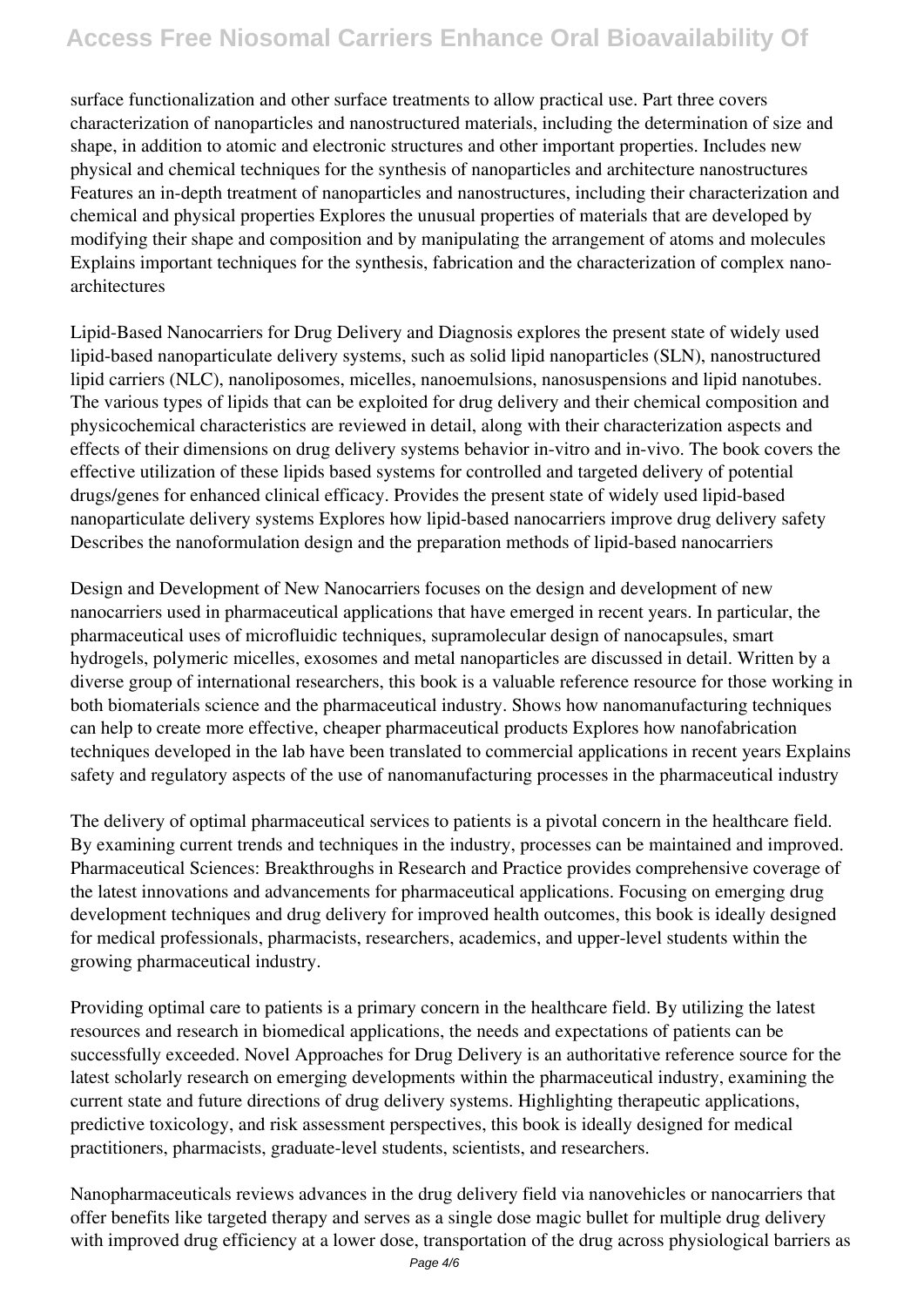surface functionalization and other surface treatments to allow practical use. Part three covers characterization of nanoparticles and nanostructured materials, including the determination of size and shape, in addition to atomic and electronic structures and other important properties. Includes new physical and chemical techniques for the synthesis of nanoparticles and architecture nanostructures Features an in-depth treatment of nanoparticles and nanostructures, including their characterization and chemical and physical properties Explores the unusual properties of materials that are developed by modifying their shape and composition and by manipulating the arrangement of atoms and molecules Explains important techniques for the synthesis, fabrication and the characterization of complex nano-architectures

Lipid-Based Nanocarriers for Drug Delivery and Diagnosis explores the present state of widely used lipid-based nanoparticulate delivery systems, such as solid lipid nanoparticles (SLN), nanostructured lipid carriers (NLC), nanoliposomes, micelles, nanoemulsions, nanosuspensions and lipid nanotubes. The various types of lipids that can be exploited for drug delivery and their chemical composition and physicochemical characteristics are reviewed in detail, along with their characterization aspects and effects of their dimensions on drug delivery systems behavior in-vitro and in-vivo. The book covers the effective utilization of these lipids based systems for controlled and targeted delivery of potential drugs/genes for enhanced clinical efficacy. Provides the present state of widely used lipid-based nanoparticulate delivery systems Explores how lipid-based nanocarriers improve drug delivery safety Describes the nanoformulation design and the preparation methods of lipid-based nanocarriers

Design and Development of New Nanocarriers focuses on the design and development of new nanocarriers used in pharmaceutical applications that have emerged in recent years. In particular, the pharmaceutical uses of microfluidic techniques, supramolecular design of nanocapsules, smart hydrogels, polymeric micelles, exosomes and metal nanoparticles are discussed in detail. Written by a diverse group of international researchers, this book is a valuable reference resource for those working in both biomaterials science and the pharmaceutical industry. Shows how nanomanufacturing techniques can help to create more effective, cheaper pharmaceutical products Explores how nanofabrication techniques developed in the lab have been translated to commercial applications in recent years Explains safety and regulatory aspects of the use of nanomanufacturing processes in the pharmaceutical industry

The delivery of optimal pharmaceutical services to patients is a pivotal concern in the healthcare field. By examining current trends and techniques in the industry, processes can be maintained and improved. Pharmaceutical Sciences: Breakthroughs in Research and Practice provides comprehensive coverage of the latest innovations and advancements for pharmaceutical applications. Focusing on emerging drug development techniques and drug delivery for improved health outcomes, this book is ideally designed for medical professionals, pharmacists, researchers, academics, and upper-level students within the growing pharmaceutical industry.

Providing optimal care to patients is a primary concern in the healthcare field. By utilizing the latest resources and research in biomedical applications, the needs and expectations of patients can be successfully exceeded. Novel Approaches for Drug Delivery is an authoritative reference source for the latest scholarly research on emerging developments within the pharmaceutical industry, examining the current state and future directions of drug delivery systems. Highlighting therapeutic applications, predictive toxicology, and risk assessment perspectives, this book is ideally designed for medical practitioners, pharmacists, graduate-level students, scientists, and researchers.

Nanopharmaceuticals reviews advances in the drug delivery field via nanovehicles or nanocarriers that offer benefits like targeted therapy and serves as a single dose magic bullet for multiple drug delivery with improved drug efficiency at a lower dose, transportation of the drug across physiological barriers as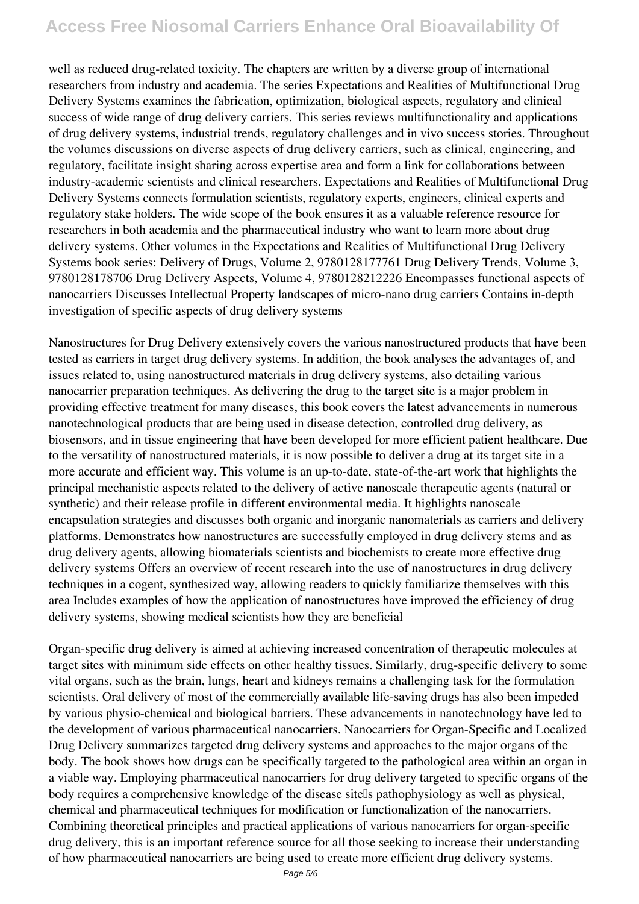well as reduced drug-related toxicity. The chapters are written by a diverse group of international researchers from industry and academia. The series Expectations and Realities of Multifunctional Drug Delivery Systems examines the fabrication, optimization, biological aspects, regulatory and clinical success of wide range of drug delivery carriers. This series reviews multifunctionality and applications of drug delivery systems, industrial trends, regulatory challenges and in vivo success stories. Throughout the volumes discussions on diverse aspects of drug delivery carriers, such as clinical, engineering, and regulatory, facilitate insight sharing across expertise area and form a link for collaborations between industry-academic scientists and clinical researchers. Expectations and Realities of Multifunctional Drug Delivery Systems connects formulation scientists, regulatory experts, engineers, clinical experts and regulatory stake holders. The wide scope of the book ensures it as a valuable reference resource for researchers in both academia and the pharmaceutical industry who want to learn more about drug delivery systems. Other volumes in the Expectations and Realities of Multifunctional Drug Delivery Systems book series: Delivery of Drugs, Volume 2, 9780128177761 Drug Delivery Trends, Volume 3, 9780128178706 Drug Delivery Aspects, Volume 4, 9780128212226 Encompasses functional aspects of nanocarriers Discusses Intellectual Property landscapes of micro-nano drug carriers Contains in-depth investigation of specific aspects of drug delivery systems

Nanostructures for Drug Delivery extensively covers the various nanostructured products that have been tested as carriers in target drug delivery systems. In addition, the book analyses the advantages of, and issues related to, using nanostructured materials in drug delivery systems, also detailing various nanocarrier preparation techniques. As delivering the drug to the target site is a major problem in providing effective treatment for many diseases, this book covers the latest advancements in numerous nanotechnological products that are being used in disease detection, controlled drug delivery, as biosensors, and in tissue engineering that have been developed for more efficient patient healthcare. Due to the versatility of nanostructured materials, it is now possible to deliver a drug at its target site in a more accurate and efficient way. This volume is an up-to-date, state-of-the-art work that highlights the principal mechanistic aspects related to the delivery of active nanoscale therapeutic agents (natural or synthetic) and their release profile in different environmental media. It highlights nanoscale encapsulation strategies and discusses both organic and inorganic nanomaterials as carriers and delivery platforms. Demonstrates how nanostructures are successfully employed in drug delivery stems and as drug delivery agents, allowing biomaterials scientists and biochemists to create more effective drug delivery systems Offers an overview of recent research into the use of nanostructures in drug delivery techniques in a cogent, synthesized way, allowing readers to quickly familiarize themselves with this area Includes examples of how the application of nanostructures have improved the efficiency of drug delivery systems, showing medical scientists how they are beneficial

Organ-specific drug delivery is aimed at achieving increased concentration of therapeutic molecules at target sites with minimum side effects on other healthy tissues. Similarly, drug-specific delivery to some vital organs, such as the brain, lungs, heart and kidneys remains a challenging task for the formulation scientists. Oral delivery of most of the commercially available life-saving drugs has also been impeded by various physio-chemical and biological barriers. These advancements in nanotechnology have led to the development of various pharmaceutical nanocarriers. Nanocarriers for Organ-Specific and Localized Drug Delivery summarizes targeted drug delivery systems and approaches to the major organs of the body. The book shows how drugs can be specifically targeted to the pathological area within an organ in a viable way. Employing pharmaceutical nanocarriers for drug delivery targeted to specific organs of the body requires a comprehensive knowledge of the disease site's pathophysiology as well as physical, chemical and pharmaceutical techniques for modification or functionalization of the nanocarriers. Combining theoretical principles and practical applications of various nanocarriers for organ-specific drug delivery, this is an important reference source for all those seeking to increase their understanding of how pharmaceutical nanocarriers are being used to create more efficient drug delivery systems.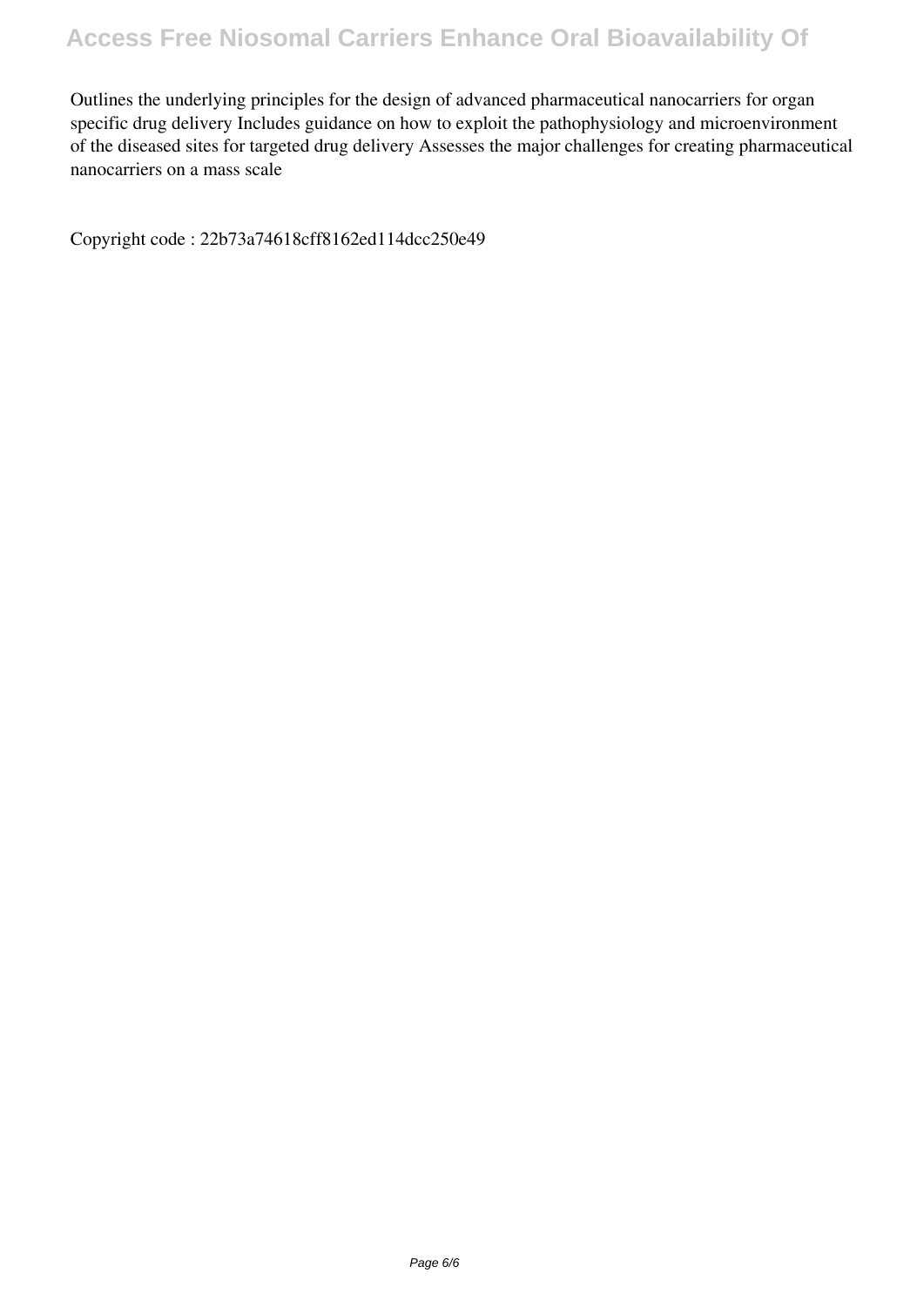Outlines the underlying principles for the design of advanced pharmaceutical nanocarriers for organ specific drug delivery Includes guidance on how to exploit the pathophysiology and microenvironment of the diseased sites for targeted drug delivery Assesses the major challenges for creating pharmaceutical nanocarriers on a mass scale

Copyright code : 22b73a74618cff8162ed114dcc250e49